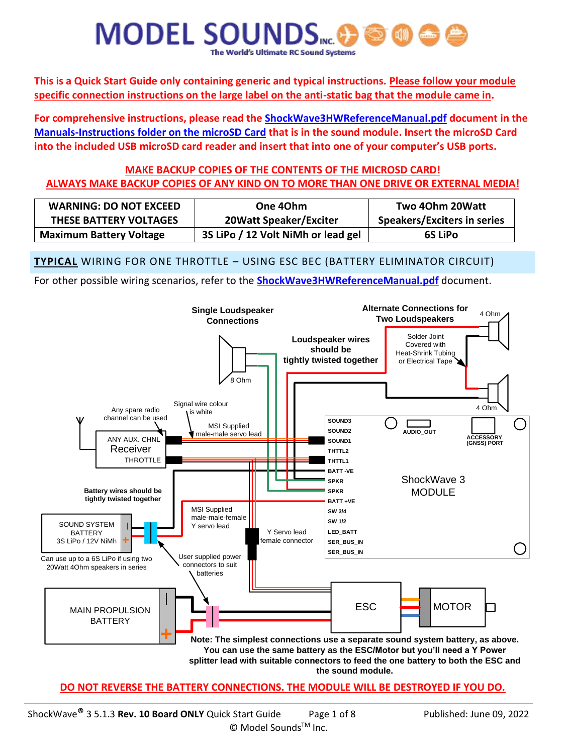# MODEL SOUNDS INC.

The World's Ultimate RC Sound Systems

**This is a Quick Start Guide only containing generic and typical instructions. Please follow your module specific connection instructions on the large label on the anti-static bag that the module came in.**

**For comprehensive instructions, please read the ShockWave3HWReferenceManual.pdf document in the Manuals-Instructions folder on the microSD Card that is in the sound module. Insert the microSD Card into the included USB microSD card reader and insert that into one of your computer's USB ports.**

**MAKE BACKUP COPIES OF THE CONTENTS OF THE MICROSD CARD!**
**ALWAYS MAKE BACKUP COPIES OF ANY KIND ON TO MORE THAN ONE DRIVE OR EXTERNAL MEDIA!**

| WARNING: DO NOT EXCEED THESE BATTERY VOLTAGES | One 4Ohm 20Watt Speaker/Exciter | Two 4Ohm 20Watt Speakers/Exciters in series |
|---|---|---|
| Maximum Battery Voltage | 3S LiPo / 12 Volt NiMh or lead gel | 6S LiPo |

## TYPICAL WIRING FOR ONE THROTTLE – USING ESC BEC (BATTERY ELIMINATOR CIRCUIT)

For other possible wiring scenarios, refer to the ShockWave3HWReferenceManual.pdf document.

Single Loudspeaker Connections

8 Ohm

Loudspeaker wires should be tightly twisted together

Alternate Connections for Two Loudspeakers

4 Ohm

Solder Joint Covered with Heat-Shrink Tubing or Electrical Tape

4 Ohm

Any spare radio channel can be used

Signal wire colour is white

MSI Supplied male-male servo lead

ANY AUX. CHNL
Receiver
THROTTLE

SOUND3
SOUND2
SOUND1
THTTL2
THTTL1
BATT -VE
SPKR
SPKR
BATT +VE
SW 3/4
SW 1/2
LED_BATT
SER_BUS_IN
SER_BUS_IN

AUDIO_OUT

ACCESSORY (GNSS) PORT

ShockWave 3 MODULE

Battery wires should be tightly twisted together

SOUND SYSTEM BATTERY
3S LiPo / 12V NiMh

Can use up to a 6S LiPo if using two 20Watt 4Ohm speakers in series

MSI Supplied male-male-female Y servo lead

Y Servo lead female connector

User supplied power connectors to suit batteries

MAIN PROPULSION BATTERY

ESC

MOTOR

**Note: The simplest connections use a separate sound system battery, as above. You can use the same battery as the ESC/Motor but you'll need a Y Power splitter lead with suitable connectors to feed the one battery to both the ESC and the sound module.**

**DO NOT REVERSE THE BATTERY CONNECTIONS. THE MODULE WILL BE DESTROYED IF YOU DO.**

ShockWave® 3 5.1.3 **Rev. 10 Board ONLY** Quick Start Guide — Published: June 09, 2022

© Model Sounds™ Inc.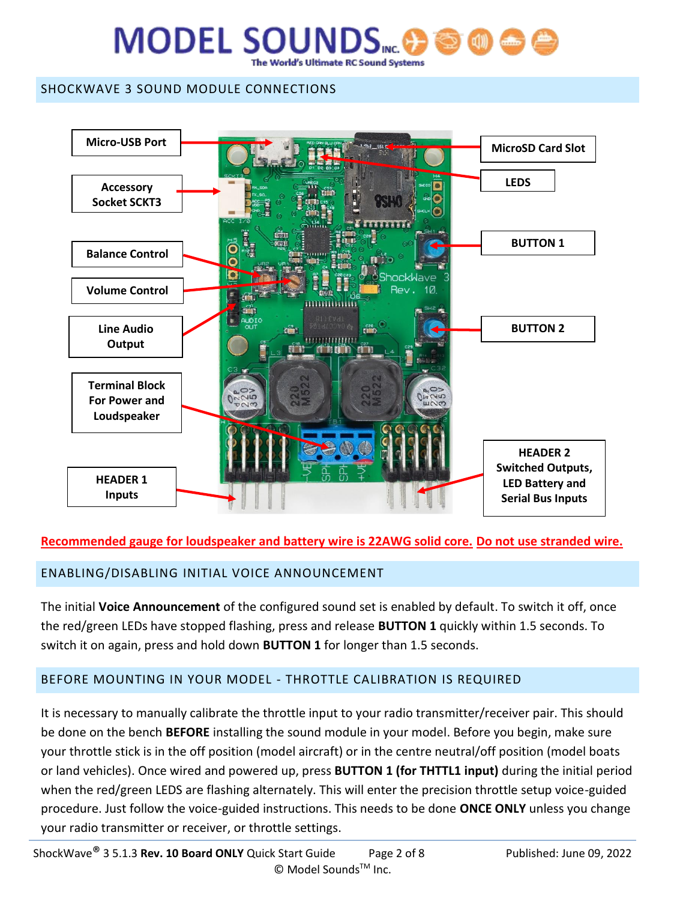## SHOCKWAVE 3 SOUND MODULE CONNECTIONS

Micro-USB Port

Accessory Socket SCKT3

Balance Control

Volume Control

Line Audio Output

Terminal Block For Power and Loudspeaker

HEADER 1 Inputs

MicroSD Card Slot

LEDS

BUTTON 1

BUTTON 2

HEADER 2 Switched Outputs, LED Battery and Serial Bus Inputs

**Recommended gauge for loudspeaker and battery wire is 22AWG solid core. Do not use stranded wire.**

## ENABLING/DISABLING INITIAL VOICE ANNOUNCEMENT

The initial **Voice Announcement** of the configured sound set is enabled by default. To switch it off, once the red/green LEDs have stopped flashing, press and release **BUTTON 1** quickly within 1.5 seconds. To switch it on again, press and hold down **BUTTON 1** for longer than 1.5 seconds.

## BEFORE MOUNTING IN YOUR MODEL - THROTTLE CALIBRATION IS REQUIRED

It is necessary to manually calibrate the throttle input to your radio transmitter/receiver pair. This should be done on the bench **BEFORE** installing the sound module in your model. Before you begin, make sure your throttle stick is in the off position (model aircraft) or in the centre neutral/off position (model boats or land vehicles). Once wired and powered up, press **BUTTON 1 (for THTTL1 input)** during the initial period when the red/green LEDS are flashing alternately. This will enter the precision throttle setup voice-guided procedure. Just follow the voice-guided instructions. This needs to be done **ONCE ONLY** unless you change your radio transmitter or receiver, or throttle settings.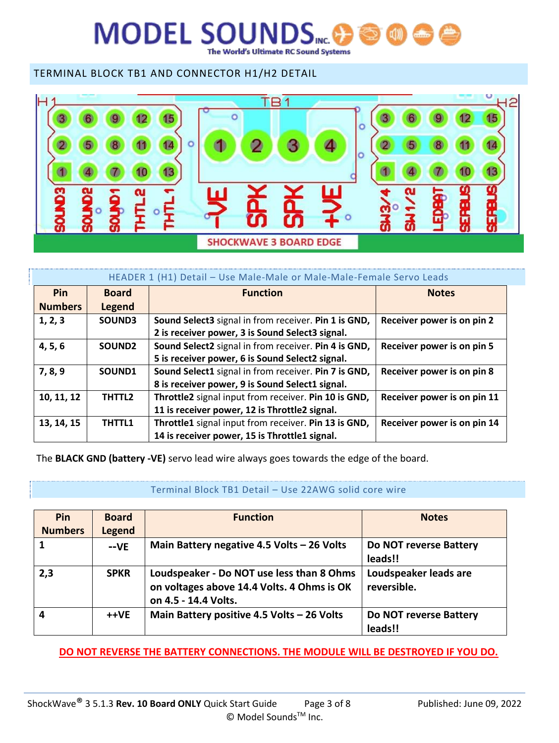## TERMINAL BLOCK TB1 AND CONNECTOR H1/H2 DETAIL

H1

3 6 9 12 15
2 5 8 11 14
1 4 7 10 13

SOUND3 SOUND2 SOUND1 THTL2 THTL1

TB1

1 2 3 4

-VE SPK SPK +VE

H2

3 6 9 12 15
2 5 8 11 14
1 4 7 10 13

SW3/4 SW1/2 LEDBAT SERBUS SERBUS

SHOCKWAVE 3 BOARD EDGE

### HEADER 1 (H1) Detail – Use Male-Male or Male-Male-Female Servo Leads

| Pin Numbers | Board Legend | Function | Notes |
|---|---|---|---|
| 1, 2, 3 | SOUND3 | **Sound Select3** signal in from receiver. **Pin 1 is GND, 2 is receiver power, 3 is Sound Select3 signal.** | **Receiver power is on pin 2** |
| 4, 5, 6 | SOUND2 | **Sound Select2** signal in from receiver. **Pin 4 is GND, 5 is receiver power, 6 is Sound Select2 signal.** | **Receiver power is on pin 5** |
| 7, 8, 9 | SOUND1 | **Sound Select1** signal in from receiver. **Pin 7 is GND, 8 is receiver power, 9 is Sound Select1 signal.** | **Receiver power is on pin 8** |
| 10, 11, 12 | THTTL2 | **Throttle2** signal input from receiver. **Pin 10 is GND, 11 is receiver power, 12 is Throttle2 signal.** | **Receiver power is on pin 11** |
| 13, 14, 15 | THTTL1 | **Throttle1** signal input from receiver. **Pin 13 is GND, 14 is receiver power, 15 is Throttle1 signal.** | **Receiver power is on pin 14** |

The **BLACK GND (battery -VE)** servo lead wire always goes towards the edge of the board.

### Terminal Block TB1 Detail – Use 22AWG solid core wire

| Pin Numbers | Board Legend | Function | Notes |
|---|---|---|---|
| **1** | **--VE** | **Main Battery negative 4.5 Volts – 26 Volts** | **Do NOT reverse Battery leads!!** |
| **2,3** | **SPKR** | **Loudspeaker - Do NOT use less than 8 Ohms on voltages above 14.4 Volts. 4 Ohms is OK on 4.5 - 14.4 Volts.** | **Loudspeaker leads are reversible.** |
| **4** | **++VE** | **Main Battery positive 4.5 Volts – 26 Volts** | **Do NOT reverse Battery leads!!** |

**DO NOT REVERSE THE BATTERY CONNECTIONS. THE MODULE WILL BE DESTROYED IF YOU DO.**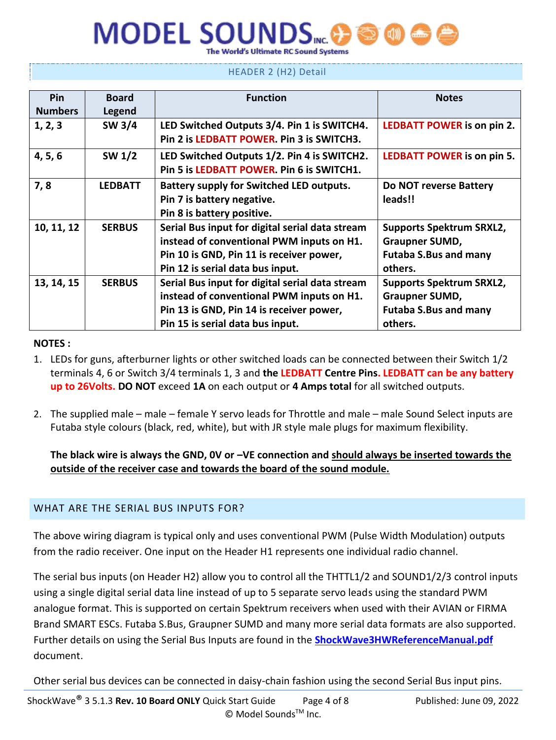## HEADER 2 (H2) Detail

| Pin Numbers | Board Legend | Function | Notes |
|---|---|---|---|
| 1, 2, 3 | SW 3/4 | LED Switched Outputs 3/4. Pin 1 is SWITCH4. Pin 2 is LEDBATT POWER. Pin 3 is SWITCH3. | LEDBATT POWER is on pin 2. |
| 4, 5, 6 | SW 1/2 | LED Switched Outputs 1/2. Pin 4 is SWITCH2. Pin 5 is LEDBATT POWER. Pin 6 is SWITCH1. | LEDBATT POWER is on pin 5. |
| 7, 8 | LEDBATT | Battery supply for Switched LED outputs. Pin 7 is battery negative. Pin 8 is battery positive. | Do NOT reverse Battery leads!! |
| 10, 11, 12 | SERBUS | Serial Bus input for digital serial data stream instead of conventional PWM inputs on H1. Pin 10 is GND, Pin 11 is receiver power, Pin 12 is serial data bus input. | Supports Spektrum SRXL2, Graupner SUMD, Futaba S.Bus and many others. |
| 13, 14, 15 | SERBUS | Serial Bus input for digital serial data stream instead of conventional PWM inputs on H1. Pin 13 is GND, Pin 14 is receiver power, Pin 15 is serial data bus input. | Supports Spektrum SRXL2, Graupner SUMD, Futaba S.Bus and many others. |

**NOTES :**

1. LEDs for guns, afterburner lights or other switched loads can be connected between their Switch 1/2 terminals 4, 6 or Switch 3/4 terminals 1, 3 and **the LEDBATT Centre Pins. LEDBATT can be any battery up to 26Volts. DO NOT** exceed **1A** on each output or **4 Amps total** for all switched outputs.

2. The supplied male – male – female Y servo leads for Throttle and male – male Sound Select inputs are Futaba style colours (black, red, white), but with JR style male plugs for maximum flexibility.

   **The black wire is always the GND, 0V or –VE connection and <u>should always be inserted towards the outside of the receiver case and towards the board of the sound module.</u>**

## WHAT ARE THE SERIAL BUS INPUTS FOR?

The above wiring diagram is typical only and uses conventional PWM (Pulse Width Modulation) outputs from the radio receiver. One input on the Header H1 represents one individual radio channel.

The serial bus inputs (on Header H2) allow you to control all the THTTL1/2 and SOUND1/2/3 control inputs using a single digital serial data line instead of up to 5 separate servo leads using the standard PWM analogue format. This is supported on certain Spektrum receivers when used with their AVIAN or FIRMA Brand SMART ESCs. Futaba S.Bus, Graupner SUMD and many more serial data formats are also supported. Further details on using the Serial Bus Inputs are found in the **ShockWave3HWReferenceManual.pdf** document.

Other serial bus devices can be connected in daisy-chain fashion using the second Serial Bus input pins.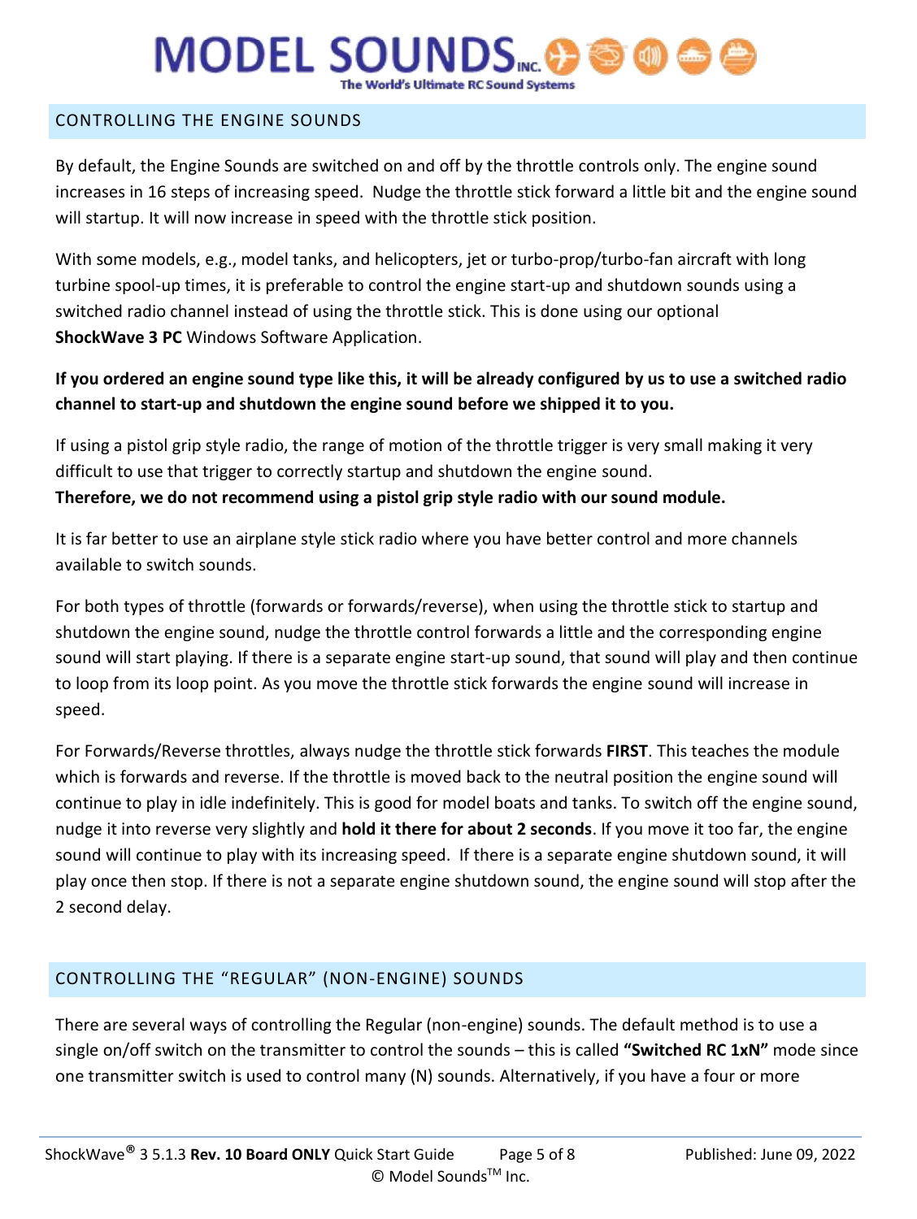## CONTROLLING THE ENGINE SOUNDS

By default, the Engine Sounds are switched on and off by the throttle controls only. The engine sound increases in 16 steps of increasing speed. Nudge the throttle stick forward a little bit and the engine sound will startup. It will now increase in speed with the throttle stick position.

With some models, e.g., model tanks, and helicopters, jet or turbo-prop/turbo-fan aircraft with long turbine spool-up times, it is preferable to control the engine start-up and shutdown sounds using a switched radio channel instead of using the throttle stick. This is done using our optional **ShockWave 3 PC** Windows Software Application.

**If you ordered an engine sound type like this, it will be already configured by us to use a switched radio channel to start-up and shutdown the engine sound before we shipped it to you.**

If using a pistol grip style radio, the range of motion of the throttle trigger is very small making it very difficult to use that trigger to correctly startup and shutdown the engine sound.
**Therefore, we do not recommend using a pistol grip style radio with our sound module.**

It is far better to use an airplane style stick radio where you have better control and more channels available to switch sounds.

For both types of throttle (forwards or forwards/reverse), when using the throttle stick to startup and shutdown the engine sound, nudge the throttle control forwards a little and the corresponding engine sound will start playing. If there is a separate engine start-up sound, that sound will play and then continue to loop from its loop point. As you move the throttle stick forwards the engine sound will increase in speed.

For Forwards/Reverse throttles, always nudge the throttle stick forwards **FIRST**. This teaches the module which is forwards and reverse. If the throttle is moved back to the neutral position the engine sound will continue to play in idle indefinitely. This is good for model boats and tanks. To switch off the engine sound, nudge it into reverse very slightly and **hold it there for about 2 seconds**. If you move it too far, the engine sound will continue to play with its increasing speed. If there is a separate engine shutdown sound, it will play once then stop. If there is not a separate engine shutdown sound, the engine sound will stop after the 2 second delay.

## CONTROLLING THE "REGULAR" (NON-ENGINE) SOUNDS

There are several ways of controlling the Regular (non-engine) sounds. The default method is to use a single on/off switch on the transmitter to control the sounds – this is called **"Switched RC 1xN"** mode since one transmitter switch is used to control many (N) sounds. Alternatively, if you have a four or more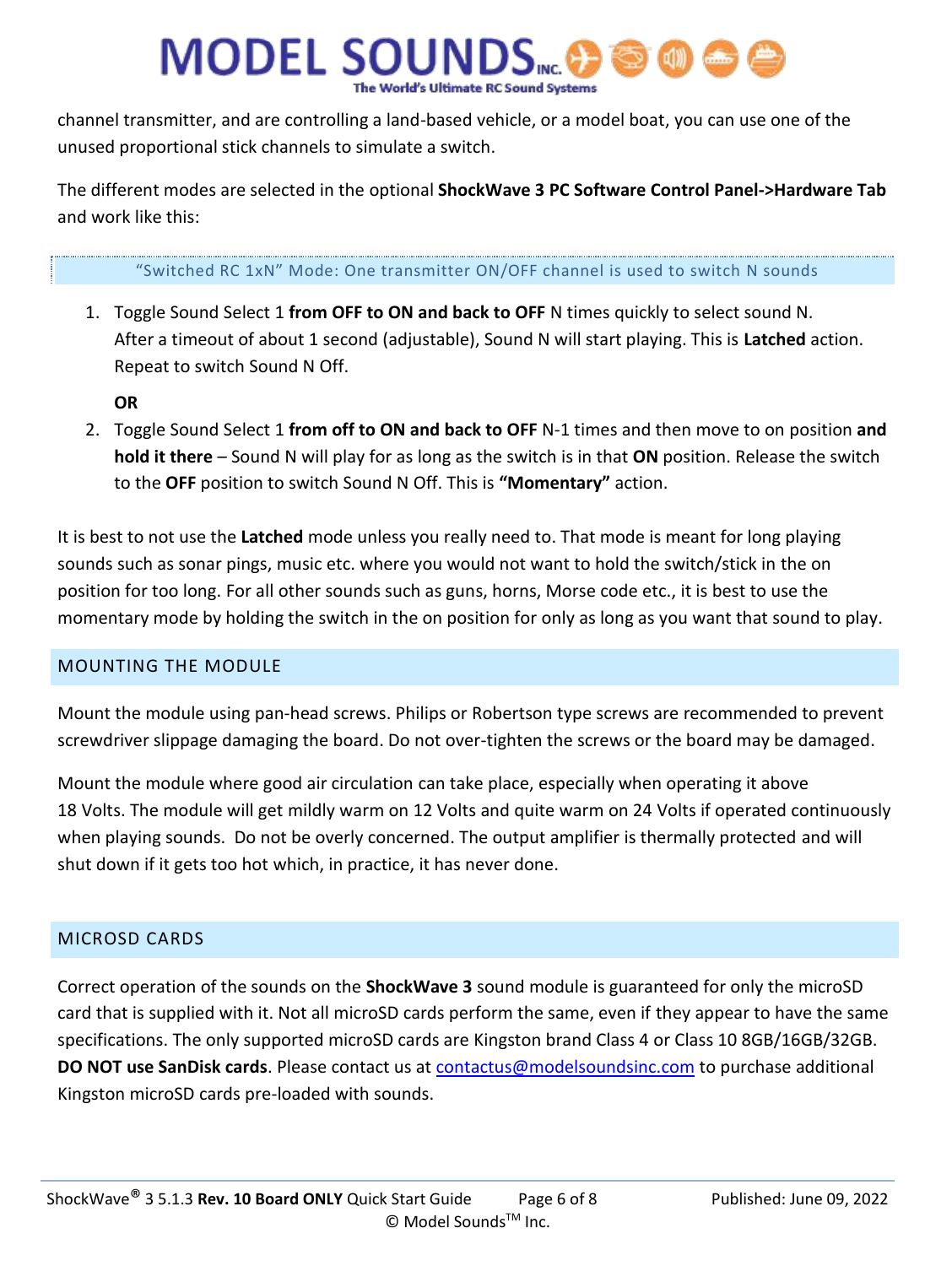channel transmitter, and are controlling a land-based vehicle, or a model boat, you can use one of the unused proportional stick channels to simulate a switch.

The different modes are selected in the optional **ShockWave 3 PC Software Control Panel->Hardware Tab** and work like this:

#### "Switched RC 1xN" Mode: One transmitter ON/OFF channel is used to switch N sounds

1. Toggle Sound Select 1 **from OFF to ON and back to OFF** N times quickly to select sound N. After a timeout of about 1 second (adjustable), Sound N will start playing. This is **Latched** action. Repeat to switch Sound N Off.

   **OR**

2. Toggle Sound Select 1 **from off to ON and back to OFF** N-1 times and then move to on position **and hold it there** – Sound N will play for as long as the switch is in that **ON** position. Release the switch to the **OFF** position to switch Sound N Off. This is **"Momentary"** action.

It is best to not use the **Latched** mode unless you really need to. That mode is meant for long playing sounds such as sonar pings, music etc. where you would not want to hold the switch/stick in the on position for too long. For all other sounds such as guns, horns, Morse code etc., it is best to use the momentary mode by holding the switch in the on position for only as long as you want that sound to play.

## MOUNTING THE MODULE

Mount the module using pan-head screws. Philips or Robertson type screws are recommended to prevent screwdriver slippage damaging the board. Do not over-tighten the screws or the board may be damaged.

Mount the module where good air circulation can take place, especially when operating it above 18 Volts. The module will get mildly warm on 12 Volts and quite warm on 24 Volts if operated continuously when playing sounds. Do not be overly concerned. The output amplifier is thermally protected and will shut down if it gets too hot which, in practice, it has never done.

## MICROSD CARDS

Correct operation of the sounds on the **ShockWave 3** sound module is guaranteed for only the microSD card that is supplied with it. Not all microSD cards perform the same, even if they appear to have the same specifications. The only supported microSD cards are Kingston brand Class 4 or Class 10 8GB/16GB/32GB. **DO NOT use SanDisk cards**. Please contact us at contactus@modelsoundsinc.com to purchase additional Kingston microSD cards pre-loaded with sounds.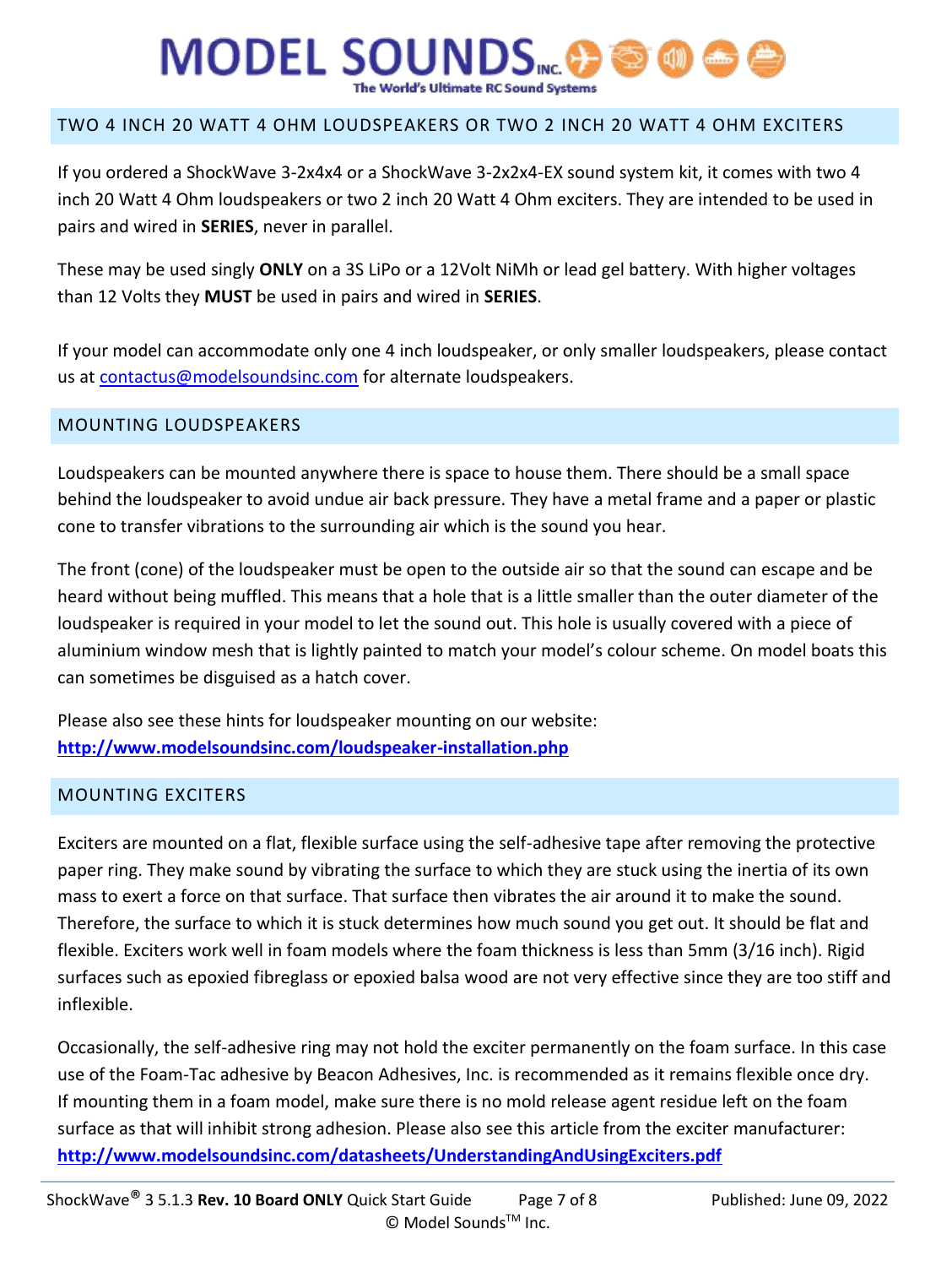## TWO 4 INCH 20 WATT 4 OHM LOUDSPEAKERS OR TWO 2 INCH 20 WATT 4 OHM EXCITERS

If you ordered a ShockWave 3-2x4x4 or a ShockWave 3-2x2x4-EX sound system kit, it comes with two 4 inch 20 Watt 4 Ohm loudspeakers or two 2 inch 20 Watt 4 Ohm exciters. They are intended to be used in pairs and wired in **SERIES**, never in parallel.

These may be used singly **ONLY** on a 3S LiPo or a 12Volt NiMh or lead gel battery. With higher voltages than 12 Volts they **MUST** be used in pairs and wired in **SERIES**.

If your model can accommodate only one 4 inch loudspeaker, or only smaller loudspeakers, please contact us at contactus@modelsoundsinc.com for alternate loudspeakers.

## MOUNTING LOUDSPEAKERS

Loudspeakers can be mounted anywhere there is space to house them. There should be a small space behind the loudspeaker to avoid undue air back pressure. They have a metal frame and a paper or plastic cone to transfer vibrations to the surrounding air which is the sound you hear.

The front (cone) of the loudspeaker must be open to the outside air so that the sound can escape and be heard without being muffled. This means that a hole that is a little smaller than the outer diameter of the loudspeaker is required in your model to let the sound out. This hole is usually covered with a piece of aluminium window mesh that is lightly painted to match your model's colour scheme. On model boats this can sometimes be disguised as a hatch cover.

Please also see these hints for loudspeaker mounting on our website:
**http://www.modelsoundsinc.com/loudspeaker-installation.php**

## MOUNTING EXCITERS

Exciters are mounted on a flat, flexible surface using the self-adhesive tape after removing the protective paper ring. They make sound by vibrating the surface to which they are stuck using the inertia of its own mass to exert a force on that surface. That surface then vibrates the air around it to make the sound. Therefore, the surface to which it is stuck determines how much sound you get out. It should be flat and flexible. Exciters work well in foam models where the foam thickness is less than 5mm (3/16 inch). Rigid surfaces such as epoxied fibreglass or epoxied balsa wood are not very effective since they are too stiff and inflexible.

Occasionally, the self-adhesive ring may not hold the exciter permanently on the foam surface. In this case use of the Foam-Tac adhesive by Beacon Adhesives, Inc. is recommended as it remains flexible once dry. If mounting them in a foam model, make sure there is no mold release agent residue left on the foam surface as that will inhibit strong adhesion. Please also see this article from the exciter manufacturer:
**http://www.modelsoundsinc.com/datasheets/UnderstandingAndUsingExciters.pdf**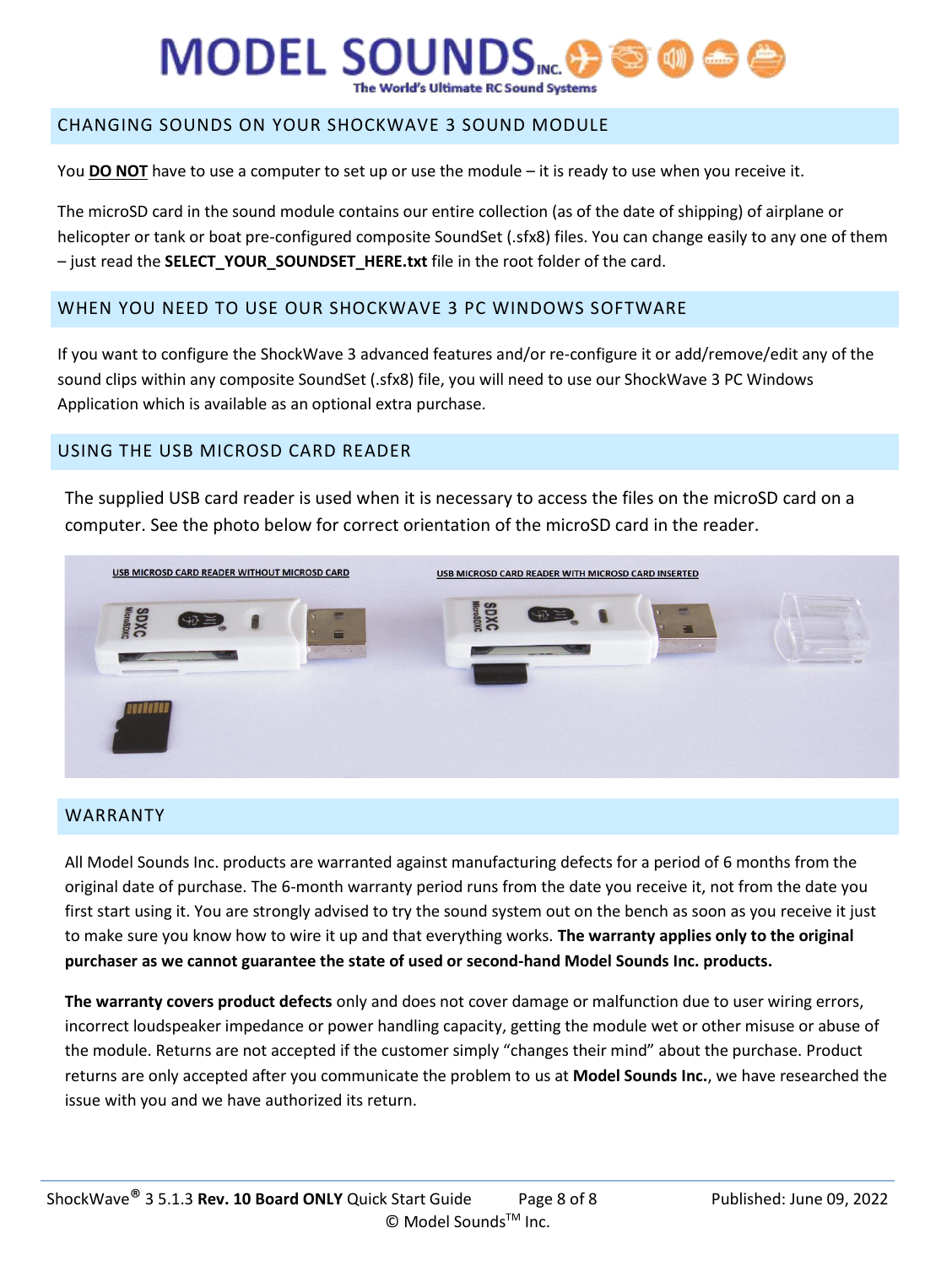## CHANGING SOUNDS ON YOUR SHOCKWAVE 3 SOUND MODULE

You **DO NOT** have to use a computer to set up or use the module – it is ready to use when you receive it.

The microSD card in the sound module contains our entire collection (as of the date of shipping) of airplane or helicopter or tank or boat pre-configured composite SoundSet (.sfx8) files. You can change easily to any one of them – just read the **SELECT_YOUR_SOUNDSET_HERE.txt** file in the root folder of the card.

## WHEN YOU NEED TO USE OUR SHOCKWAVE 3 PC WINDOWS SOFTWARE

If you want to configure the ShockWave 3 advanced features and/or re-configure it or add/remove/edit any of the sound clips within any composite SoundSet (.sfx8) file, you will need to use our ShockWave 3 PC Windows Application which is available as an optional extra purchase.

## USING THE USB MICROSD CARD READER

The supplied USB card reader is used when it is necessary to access the files on the microSD card on a computer. See the photo below for correct orientation of the microSD card in the reader.

USB MICROSD CARD READER WITHOUT MICROSD CARD

USB MICROSD CARD READER WITH MICROSD CARD INSERTED

## WARRANTY

All Model Sounds Inc. products are warranted against manufacturing defects for a period of 6 months from the original date of purchase. The 6-month warranty period runs from the date you receive it, not from the date you first start using it. You are strongly advised to try the sound system out on the bench as soon as you receive it just to make sure you know how to wire it up and that everything works. **The warranty applies only to the original purchaser as we cannot guarantee the state of used or second-hand Model Sounds Inc. products.**

**The warranty covers product defects** only and does not cover damage or malfunction due to user wiring errors, incorrect loudspeaker impedance or power handling capacity, getting the module wet or other misuse or abuse of the module. Returns are not accepted if the customer simply "changes their mind" about the purchase. Product returns are only accepted after you communicate the problem to us at **Model Sounds Inc.**, we have researched the issue with you and we have authorized its return.